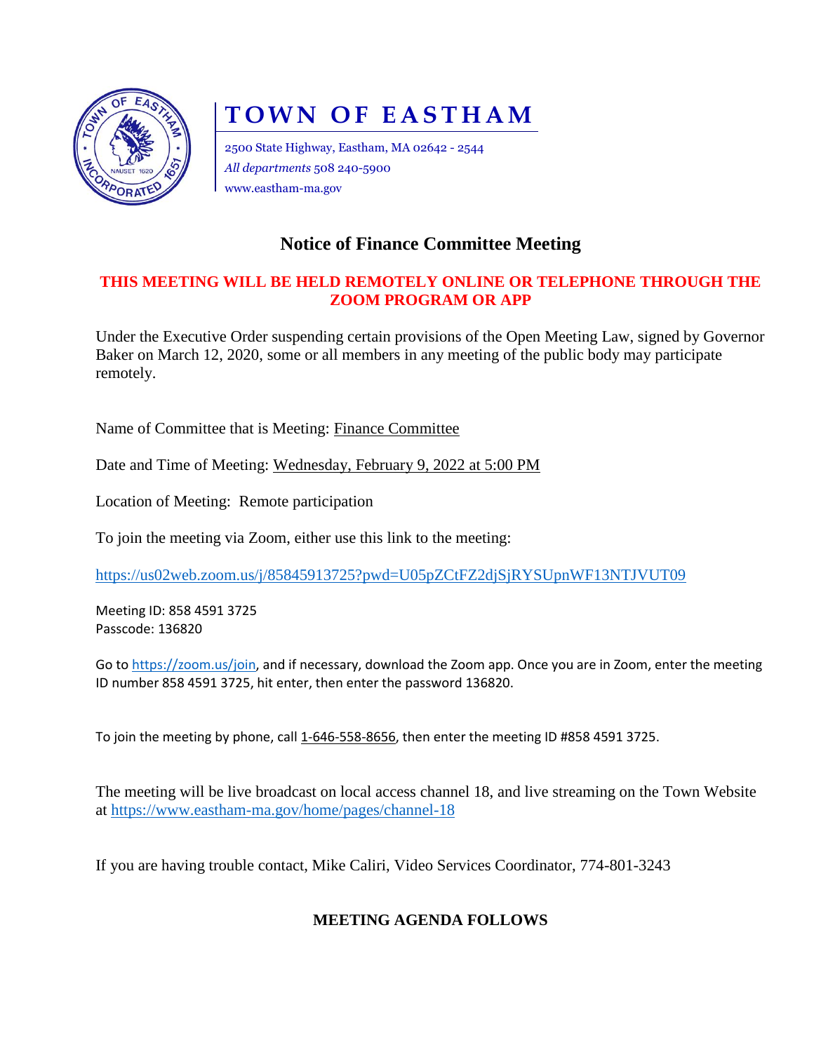# TOWN OF EASTHAM

2500 State Highway, Eastham, MA 02642 - 2544
*All departments* 508 240-5900
www.eastham-ma.gov

## Notice of Finance Committee Meeting

**THIS MEETING WILL BE HELD REMOTELY ONLINE OR TELEPHONE THROUGH THE ZOOM PROGRAM OR APP**

Under the Executive Order suspending certain provisions of the Open Meeting Law, signed by Governor Baker on March 12, 2020, some or all members in any meeting of the public body may participate remotely.

Name of Committee that is Meeting: Finance Committee

Date and Time of Meeting: Wednesday, February 9, 2022 at 5:00 PM

Location of Meeting: Remote participation

To join the meeting via Zoom, either use this link to the meeting:

https://us02web.zoom.us/j/85845913725?pwd=U05pZCtFZ2djSjRYSUpnWF13NTJVUT09

Meeting ID: 858 4591 3725
Passcode: 136820

Go to https://zoom.us/join, and if necessary, download the Zoom app. Once you are in Zoom, enter the meeting ID number 858 4591 3725, hit enter, then enter the password 136820.

To join the meeting by phone, call 1-646-558-8656, then enter the meeting ID #858 4591 3725.

The meeting will be live broadcast on local access channel 18, and live streaming on the Town Website at https://www.eastham-ma.gov/home/pages/channel-18

If you are having trouble contact, Mike Caliri, Video Services Coordinator, 774-801-3243

**MEETING AGENDA FOLLOWS**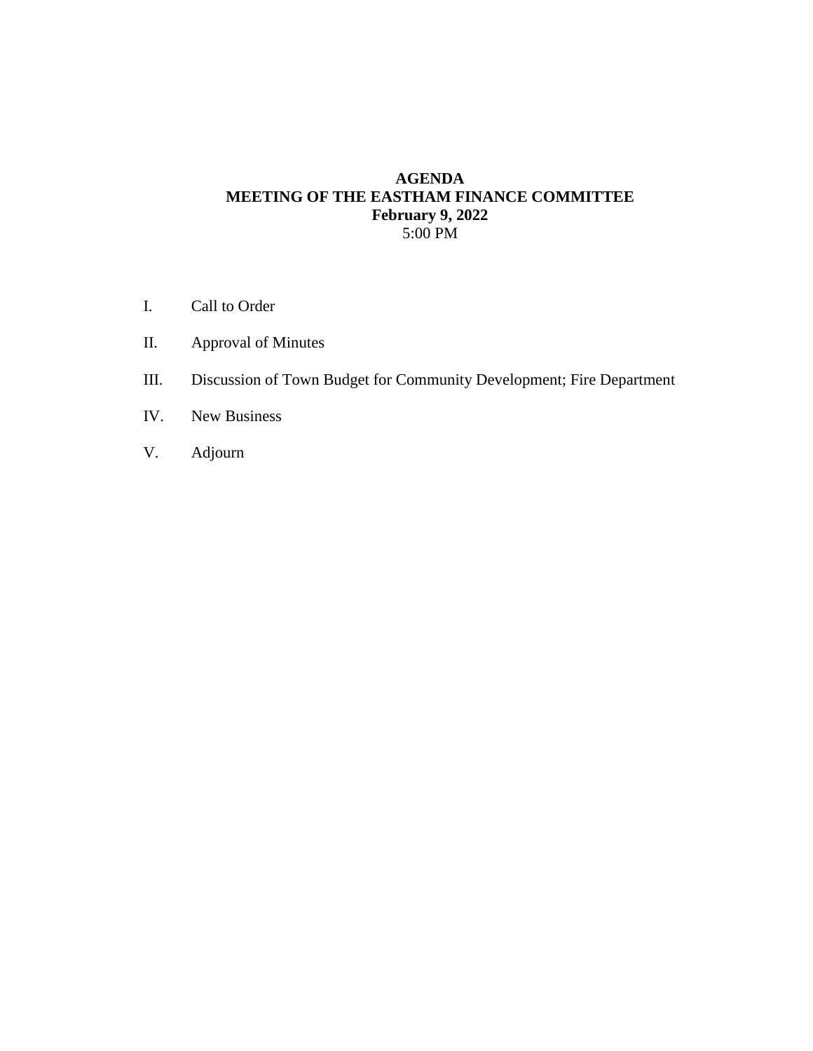**AGENDA**
**MEETING OF THE EASTHAM FINANCE COMMITTEE**
**February 9, 2022**
5:00 PM

I. Call to Order

II. Approval of Minutes

III. Discussion of Town Budget for Community Development; Fire Department

IV. New Business

V. Adjourn